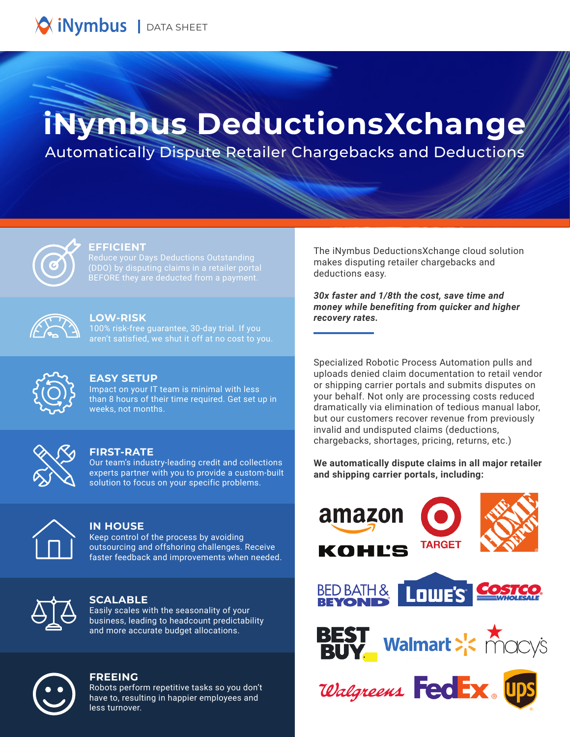iNymbus | DATA SHEET

# iNymbus DeductionsXchange

## Automatically Dispute Retailer Chargebacks and Deductions

### EFFICIENT

Reduce your Days Deductions Outstanding (DDO) by disputing claims in a retailer portal BEFORE they are deducted from a payment.

### LOW-RISK

100% risk-free guarantee, 30-day trial. If you aren't satisfied, we shut it off at no cost to you.

### EASY SETUP

Impact on your IT team is minimal with less than 8 hours of their time required. Get set up in weeks, not months.

### FIRST-RATE

Our team's industry-leading credit and collections experts partner with you to provide a custom-built solution to focus on your specific problems.

### IN HOUSE

Keep control of the process by avoiding outsourcing and offshoring challenges. Receive faster feedback and improvements when needed.

### SCALABLE

Easily scales with the seasonality of your business, leading to headcount predictability and more accurate budget allocations.

### FREEING

Robots perform repetitive tasks so you don't have to, resulting in happier employees and less turnover.

The iNymbus DeductionsXchange cloud solution makes disputing retailer chargebacks and deductions easy.

***30x faster and 1/8th the cost, save time and money while benefiting from quicker and higher recovery rates.***

Specialized Robotic Process Automation pulls and uploads denied claim documentation to retail vendor or shipping carrier portals and submits disputes on your behalf. Not only are processing costs reduced dramatically via elimination of tedious manual labor, but our customers recover revenue from previously invalid and undisputed claims (deductions, chargebacks, shortages, pricing, returns, etc.)

**We automatically dispute claims in all major retailer and shipping carrier portals, including:**

amazon, TARGET, THE HOME DEPOT, KOHL'S, BED BATH & BEYOND, LOWE'S, COSTCO WHOLESALE, BEST BUY, Walmart, macy's, Walgreens, FedEx, UPS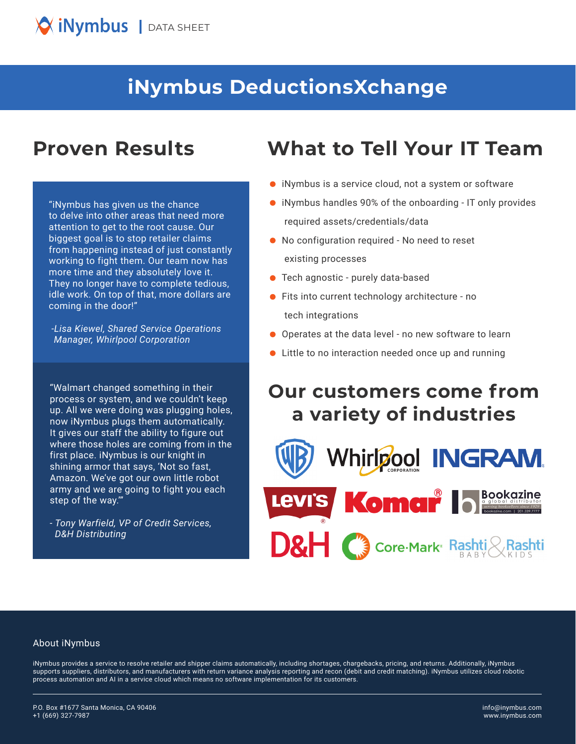# iNymbus DeductionsXchange

## Proven Results

"iNymbus has given us the chance to delve into other areas that need more attention to get to the root cause. Our biggest goal is to stop retailer claims from happening instead of just constantly working to fight them. Our team now has more time and they absolutely love it. They no longer have to complete tedious, idle work. On top of that, more dollars are coming in the door!"

*-Lisa Kiewel, Shared Service Operations Manager, Whirlpool Corporation*

"Walmart changed something in their process or system, and we couldn't keep up. All we were doing was plugging holes, now iNymbus plugs them automatically. It gives our staff the ability to figure out where those holes are coming from in the first place. iNymbus is our knight in shining armor that says, 'Not so fast, Amazon. We've got our own little robot army and we are going to fight you each step of the way.'"

*- Tony Warfield, VP of Credit Services, D&H Distributing*

## What to Tell Your IT Team

- iNymbus is a service cloud, not a system or software
- iNymbus handles 90% of the onboarding - IT only provides required assets/credentials/data
- No configuration required - No need to reset existing processes
- Tech agnostic - purely data-based
- Fits into current technology architecture - no tech integrations
- Operates at the data level - no new software to learn
- Little to no interaction needed once up and running

## Our customers come from a variety of industries

WB Whirlpool Corporation INGRAM Levi's Komar Bookazine D&H Core-Mark Rashti Baby & Rashti Kids

### About iNymbus

iNymbus provides a service to resolve retailer and shipper claims automatically, including shortages, chargebacks, pricing, and returns. Additionally, iNymbus supports suppliers, distributors, and manufacturers with return variance analysis reporting and recon (debit and credit matching). iNymbus utilizes cloud robotic process automation and AI in a service cloud which means no software implementation for its customers.

P.O. Box #1677 Santa Monica, CA 90406
+1 (669) 327-7987

info@inymbus.com
www.inymbus.com